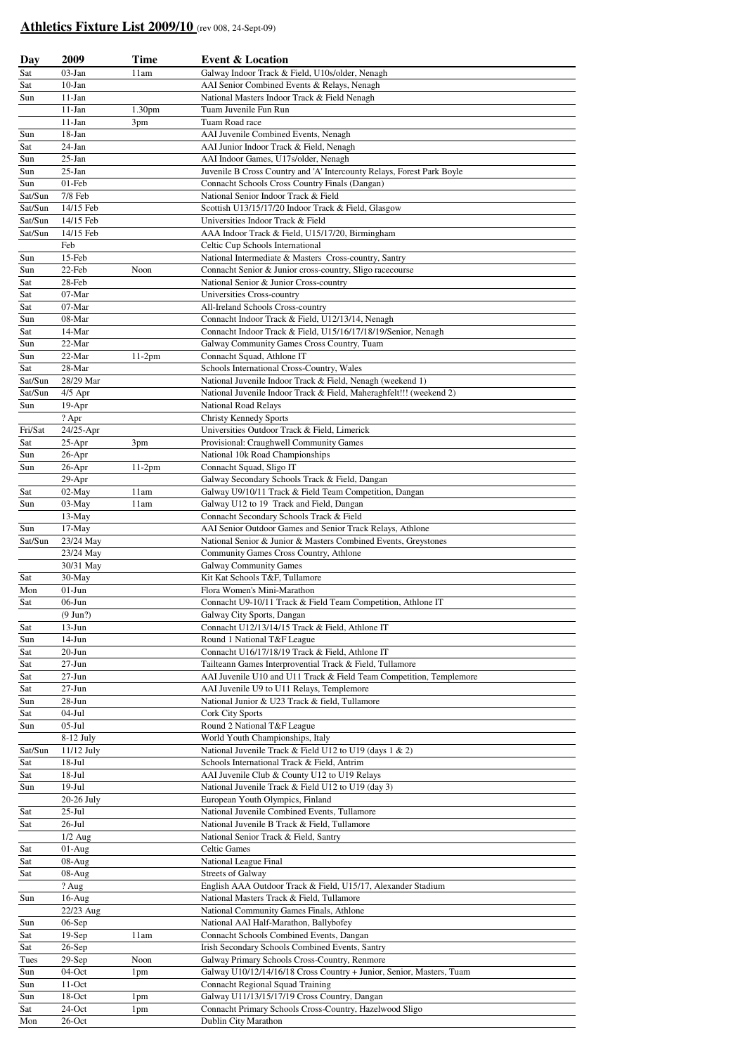# **Athletics Fixture List 2009/10** (rev 008, 24-Sept-09)

| Day | 2009 | Time | Event & Location |
|---|---|---|---|
| Sat | 03-Jan | 11am | Galway Indoor Track & Field, U10s/older, Nenagh |
| Sat | 10-Jan | | AAI Senior Combined Events & Relays, Nenagh |
| Sun | 11-Jan | | National Masters Indoor Track & Field Nenagh |
| | 11-Jan | 1.30pm | Tuam Juvenile Fun Run |
| | 11-Jan | 3pm | Tuam Road race |
| Sun | 18-Jan | | AAI Juvenile Combined Events, Nenagh |
| Sat | 24-Jan | | AAI Junior Indoor Track & Field, Nenagh |
| Sun | 25-Jan | | AAI Indoor Games, U17s/older, Nenagh |
| Sun | 25-Jan | | Juvenile B Cross Country and 'A' Intercounty Relays, Forest Park Boyle |
| Sun | 01-Feb | | Connacht Schools Cross Country Finals (Dangan) |
| Sat/Sun | 7/8 Feb | | National Senior Indoor Track & Field |
| Sat/Sun | 14/15 Feb | | Scottish U13/15/17/20 Indoor Track & Field, Glasgow |
| Sat/Sun | 14/15 Feb | | Universities Indoor Track & Field |
| Sat/Sun | 14/15 Feb | | AAA Indoor Track & Field, U15/17/20, Birmingham |
| | Feb | | Celtic Cup Schools International |
| Sun | 15-Feb | | National Intermediate & Masters Cross-country, Santry |
| Sun | 22-Feb | Noon | Connacht Senior & Junior cross-country, Sligo racecourse |
| Sat | 28-Feb | | National Senior & Junior Cross-country |
| Sat | 07-Mar | | Universities Cross-country |
| Sat | 07-Mar | | All-Ireland Schools Cross-country |
| Sun | 08-Mar | | Connacht Indoor Track & Field, U12/13/14, Nenagh |
| Sat | 14-Mar | | Connacht Indoor Track & Field, U15/16/17/18/19/Senior, Nenagh |
| Sun | 22-Mar | | Galway Community Games Cross Country, Tuam |
| Sun | 22-Mar | 11-2pm | Connacht Squad, Athlone IT |
| Sat | 28-Mar | | Schools International Cross-Country, Wales |
| Sat/Sun | 28/29 Mar | | National Juvenile Indoor Track & Field, Nenagh (weekend 1) |
| Sat/Sun | 4/5 Apr | | National Juvenile Indoor Track & Field, Maheraghfelt!!! (weekend 2) |
| Sun | 19-Apr | | National Road Relays |
| | ? Apr | | Christy Kennedy Sports |
| Fri/Sat | 24/25-Apr | | Universities Outdoor Track & Field, Limerick |
| Sat | 25-Apr | 3pm | Provisional: Craughwell Community Games |
| Sun | 26-Apr | | National 10k Road Championships |
| Sun | 26-Apr | 11-2pm | Connacht Squad, Sligo IT |
| | 29-Apr | | Galway Secondary Schools Track & Field, Dangan |
| Sat | 02-May | 11am | Galway U9/10/11 Track & Field Team Competition, Dangan |
| Sun | 03-May | 11am | Galway U12 to 19 Track and Field, Dangan |
| | 13-May | | Connacht Secondary Schools Track & Field |
| Sun | 17-May | | AAI Senior Outdoor Games and Senior Track Relays, Athlone |
| Sat/Sun | 23/24 May | | National Senior & Junior & Masters Combined Events, Greystones |
| | 23/24 May | | Community Games Cross Country, Athlone |
| | 30/31 May | | Galway Community Games |
| Sat | 30-May | | Kit Kat Schools T&F, Tullamore |
| Mon | 01-Jun | | Flora Women's Mini-Marathon |
| Sat | 06-Jun | | Connacht U9-10/11 Track & Field Team Competition, Athlone IT |
| | (9 Jun?) | | Galway City Sports, Dangan |
| Sat | 13-Jun | | Connacht U12/13/14/15 Track & Field, Athlone IT |
| Sun | 14-Jun | | Round 1 National T&F League |
| Sat | 20-Jun | | Connacht U16/17/18/19 Track & Field, Athlone IT |
| Sat | 27-Jun | | Tailteann Games Interproventia Track & Field, Tullamore |
| Sat | 27-Jun | | AAI Juvenile U10 and U11 Track & Field Team Competition, Templemore |
| Sat | 27-Jun | | AAI Juvenile U9 to U11 Relays, Templemore |
| Sun | 28-Jun | | National Junior & U23 Track & field, Tullamore |
| Sat | 04-Jul | | Cork City Sports |
| Sun | 05-Jul | | Round 2 National T&F League |
| | 8-12 July | | World Youth Championships, Italy |
| Sat/Sun | 11/12 July | | National Juvenile Track & Field U12 to U19 (days 1 & 2) |
| Sat | 18-Jul | | Schools International Track & Field, Antrim |
| Sat | 18-Jul | | AAI Juvenile Club & County U12 to U19 Relays |
| Sun | 19-Jul | | National Juvenile Track & Field U12 to U19 (day 3) |
| | 20-26 July | | European Youth Olympics, Finland |
| Sat | 25-Jul | | National Juvenile Combined Events, Tullamore |
| Sat | 26-Jul | | National Juvenile B Track & Field, Tullamore |
| | 1/2 Aug | | National Senior Track & Field, Santry |
| Sat | 01-Aug | | Celtic Games |
| Sat | 08-Aug | | National League Final |
| Sat | 08-Aug | | Streets of Galway |
| | ? Aug | | English AAA Outdoor Track & Field, U15/17, Alexander Stadium |
| Sun | 16-Aug | | National Masters Track & Field, Tullamore |
| | 22/23 Aug | | National Community Games Finals, Athlone |
| Sun | 06-Sep | | National AAI Half-Marathon, Ballybofey |
| Sat | 19-Sep | 11am | Connacht Schools Combined Events, Dangan |
| Sat | 26-Sep | | Irish Secondary Schools Combined Events, Santry |
| Tues | 29-Sep | Noon | Galway Primary Schools Cross-Country, Renmore |
| Sun | 04-Oct | 1pm | Galway U10/12/14/16/18 Cross Country + Junior, Senior, Masters, Tuam |
| Sun | 11-Oct | | Connacht Regional Squad Training |
| Sun | 18-Oct | 1pm | Galway U11/13/15/17/19 Cross Country, Dangan |
| Sat | 24-Oct | 1pm | Connacht Primary Schools Cross-Country, Hazelwood Sligo |
| Mon | 26-Oct | | Dublin City Marathon |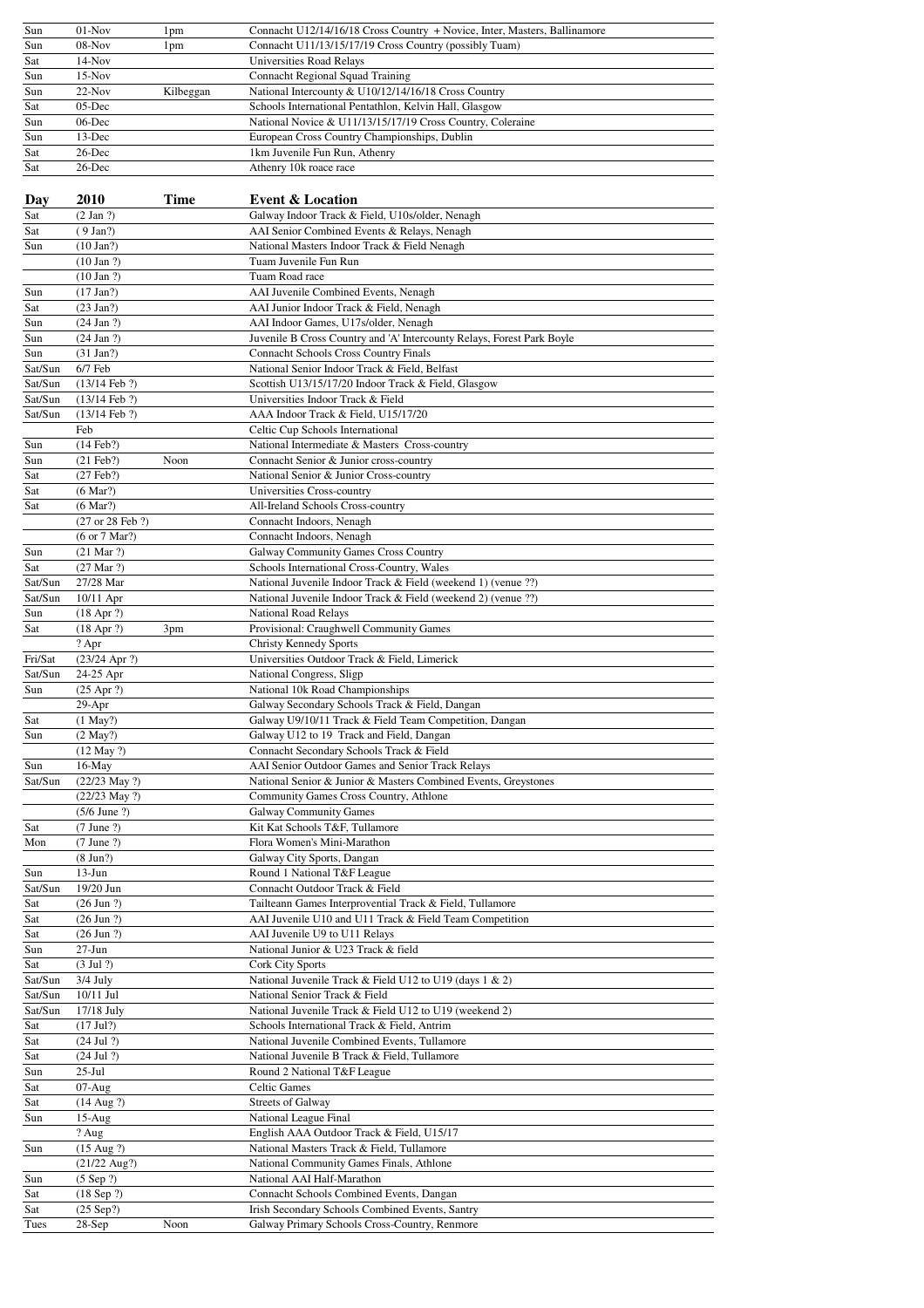| | | | |
|---|---|---|---|
| Sun | 01-Nov | 1pm | Connacht U12/14/16/18 Cross Country + Novice, Inter, Masters, Ballinamore |
| Sun | 08-Nov | 1pm | Connacht U11/13/15/17/19 Cross Country (possibly Tuam) |
| Sat | 14-Nov | | Universities Road Relays |
| Sun | 15-Nov | | Connacht Regional Squad Training |
| Sun | 22-Nov | Kilbeggan | National Intercounty & U10/12/14/16/18 Cross Country |
| Sat | 05-Dec | | Schools International Pentathlon, Kelvin Hall, Glasgow |
| Sun | 06-Dec | | National Novice & U11/13/15/17/19 Cross Country, Coleraine |
| Sun | 13-Dec | | European Cross Country Championships, Dublin |
| Sat | 26-Dec | | 1km Juvenile Fun Run, Athenry |
| Sat | 26-Dec | | Athenry 10k roace race |

| Day | 2010 | Time | Event & Location |
|---|---|---|---|
| Sat | (2 Jan ?) | | Galway Indoor Track & Field, U10s/older, Nenagh |
| Sat | ( 9 Jan?) | | AAI Senior Combined Events & Relays, Nenagh |
| Sun | (10 Jan?) | | National Masters Indoor Track & Field Nenagh |
| | (10 Jan ?) | | Tuam Juvenile Fun Run |
| | (10 Jan ?) | | Tuam Road race |
| Sun | (17 Jan?) | | AAI Juvenile Combined Events, Nenagh |
| Sat | (23 Jan?) | | AAI Junior Indoor Track & Field, Nenagh |
| Sun | (24 Jan?) | | AAI Indoor Games, U17s/older, Nenagh |
| Sun | (24 Jan ?) | | Juvenile B Cross Country and 'A' Intercounty Relays, Forest Park Boyle |
| Sun | (31 Jan?) | | Connacht Schools Cross Country Finals |
| Sat/Sun | 6/7 Feb | | National Senior Indoor Track & Field, Belfast |
| Sat/Sun | (13/14 Feb ?) | | Scottish U13/15/17/20 Indoor Track & Field, Glasgow |
| Sat/Sun | (13/14 Feb ?) | | Universities Indoor Track & Field |
| Sat/Sun | (13/14 Feb ?) | | AAA Indoor Track & Field, U15/17/20 |
| | Feb | | Celtic Cup Schools International |
| Sun | (14 Feb?) | | National Intermediate & Masters Cross-country |
| Sun | (21 Feb?) | Noon | Connacht Senior & Junior cross-country |
| Sat | (27 Feb?) | | National Senior & Junior Cross-country |
| Sat | (6 Mar?) | | Universities Cross-country |
| Sat | (6 Mar?) | | All-Ireland Schools Cross-country |
| | (27 or 28 Feb ?) | | Connacht Indoors, Nenagh |
| | (6 or 7 Mar?) | | Connacht Indoors, Nenagh |
| Sun | (21 Mar ?) | | Galway Community Games Cross Country |
| Sat | (27 Mar ?) | | Schools International Cross-Country, Wales |
| Sat/Sun | 27/28 Mar | | National Juvenile Indoor Track & Field (weekend 1) (venue ??) |
| Sat/Sun | 10/11 Apr | | National Juvenile Indoor Track & Field (weekend 2) (venue ??) |
| Sun | (18 Apr ?) | | National Road Relays |
| Sat | (18 Apr ?) | 3pm | Provisional: Craughwell Community Games |
| | ? Apr | | Christy Kennedy Sports |
| Fri/Sat | (23/24 Apr ?) | | Universities Outdoor Track & Field, Limerick |
| Sat/Sun | 24-25 Apr | | National Congress, Sligp |
| Sun | (25 Apr ?) | | National 10k Road Championships |
| | 29-Apr | | Galway Secondary Schools Track & Field, Dangan |
| Sat | (1 May?) | | Galway U9/10/11 Track & Field Team Competition, Dangan |
| Sun | (2 May?) | | Galway U12 to 19 Track and Field, Dangan |
| | (12 May ?) | | Connacht Secondary Schools Track & Field |
| Sun | 16-May | | AAI Senior Outdoor Games and Senior Track Relays |
| Sat/Sun | (22/23 May ?) | | National Senior & Junior & Masters Combined Events, Greystones |
| | (22/23 May ?) | | Community Games Cross Country, Athlone |
| | (5/6 June ?) | | Galway Community Games |
| Sat | (7 June ?) | | Kit Kat Schools T&F, Tullamore |
| Mon | (7 June ?) | | Flora Women's Mini-Marathon |
| | (8 Jun?) | | Galway City Sports, Dangan |
| Sun | 13-Jun | | Round 1 National T&F League |
| Sat/Sun | 19/20 Jun | | Connacht Outdoor Track & Field |
| Sat | (26 Jun ?) | | Tailteann Games Interprovential Track & Field, Tullamore |
| Sat | (26 Jun ?) | | AAI Juvenile U10 and U11 Track & Field Team Competition |
| Sat | (26 Jun ?) | | AAI Juvenile U9 to U11 Relays |
| Sun | 27-Jun | | National Junior & U23 Track & field |
| Sat | (3 Jul ?) | | Cork City Sports |
| Sat/Sun | 3/4 July | | National Juvenile Track & Field U12 to U19 (days 1 & 2) |
| Sat/Sun | 10/11 Jul | | National Senior Track & Field |
| Sat/Sun | 17/18 July | | National Juvenile Track & Field U12 to U19 (weekend 2) |
| Sat | (17 Jul?) | | Schools International Track & Field, Antrim |
| Sat | (24 Jul ?) | | National Juvenile Combined Events, Tullamore |
| Sat | (24 Jul ?) | | National Juvenile B Track & Field, Tullamore |
| Sun | 25-Jul | | Round 2 National T&F League |
| Sat | 07-Aug | | Celtic Games |
| Sat | (14 Aug ?) | | Streets of Galway |
| Sun | 15-Aug | | National League Final |
| | ? Aug | | English AAA Outdoor Track & Field, U15/17 |
| Sun | (15 Aug ?) | | National Masters Track & Field, Tullamore |
| | (21/22 Aug?) | | National Community Games Finals, Athlone |
| Sun | (5 Sep ?) | | National AAI Half-Marathon |
| Sat | (18 Sep ?) | | Connacht Schools Combined Events, Dangan |
| Sat | (25 Sep?) | | Irish Secondary Schools Combined Events, Santry |
| Tues | 28-Sep | Noon | Galway Primary Schools Cross-Country, Renmore |